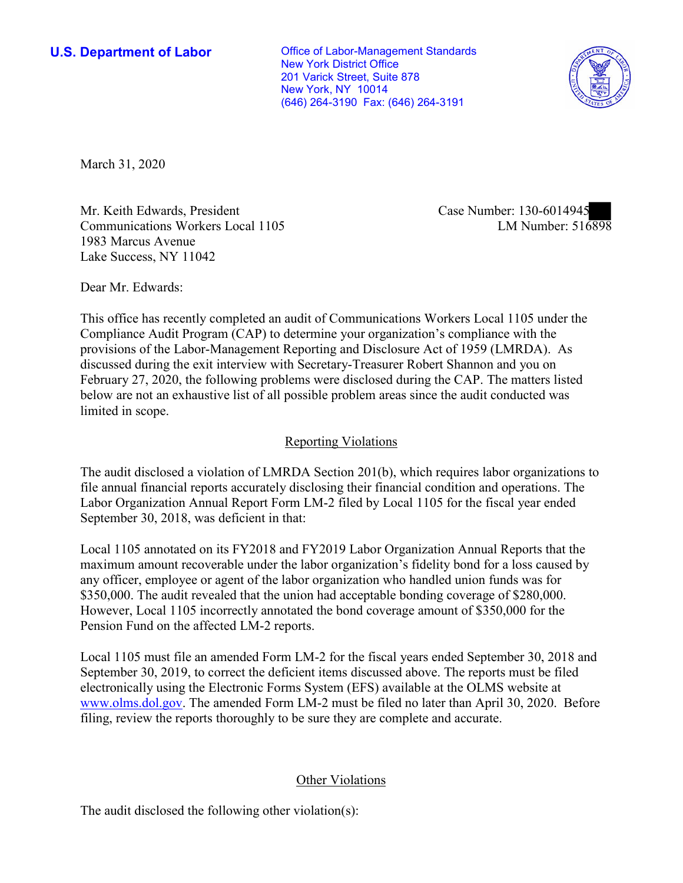**U.S. Department of Labor**

Office of Labor-Management Standards
New York District Office
201 Varick Street, Suite 878
New York, NY 10014
(646) 264-3190 Fax: (646) 264-3191

March 31, 2020

Mr. Keith Edwards, President
Communications Workers Local 1105
1983 Marcus Avenue
Lake Success, NY 11042

Case Number: 130-6014945
LM Number: 516898

Dear Mr. Edwards:

This office has recently completed an audit of Communications Workers Local 1105 under the Compliance Audit Program (CAP) to determine your organization's compliance with the provisions of the Labor-Management Reporting and Disclosure Act of 1959 (LMRDA). As discussed during the exit interview with Secretary-Treasurer Robert Shannon and you on February 27, 2020, the following problems were disclosed during the CAP. The matters listed below are not an exhaustive list of all possible problem areas since the audit conducted was limited in scope.

## Reporting Violations

The audit disclosed a violation of LMRDA Section 201(b), which requires labor organizations to file annual financial reports accurately disclosing their financial condition and operations. The Labor Organization Annual Report Form LM-2 filed by Local 1105 for the fiscal year ended September 30, 2018, was deficient in that:

Local 1105 annotated on its FY2018 and FY2019 Labor Organization Annual Reports that the maximum amount recoverable under the labor organization's fidelity bond for a loss caused by any officer, employee or agent of the labor organization who handled union funds was for $350,000. The audit revealed that the union had acceptable bonding coverage of $280,000. However, Local 1105 incorrectly annotated the bond coverage amount of $350,000 for the Pension Fund on the affected LM-2 reports.

Local 1105 must file an amended Form LM-2 for the fiscal years ended September 30, 2018 and September 30, 2019, to correct the deficient items discussed above. The reports must be filed electronically using the Electronic Forms System (EFS) available at the OLMS website at www.olms.dol.gov. The amended Form LM-2 must be filed no later than April 30, 2020. Before filing, review the reports thoroughly to be sure they are complete and accurate.

## Other Violations

The audit disclosed the following other violation(s):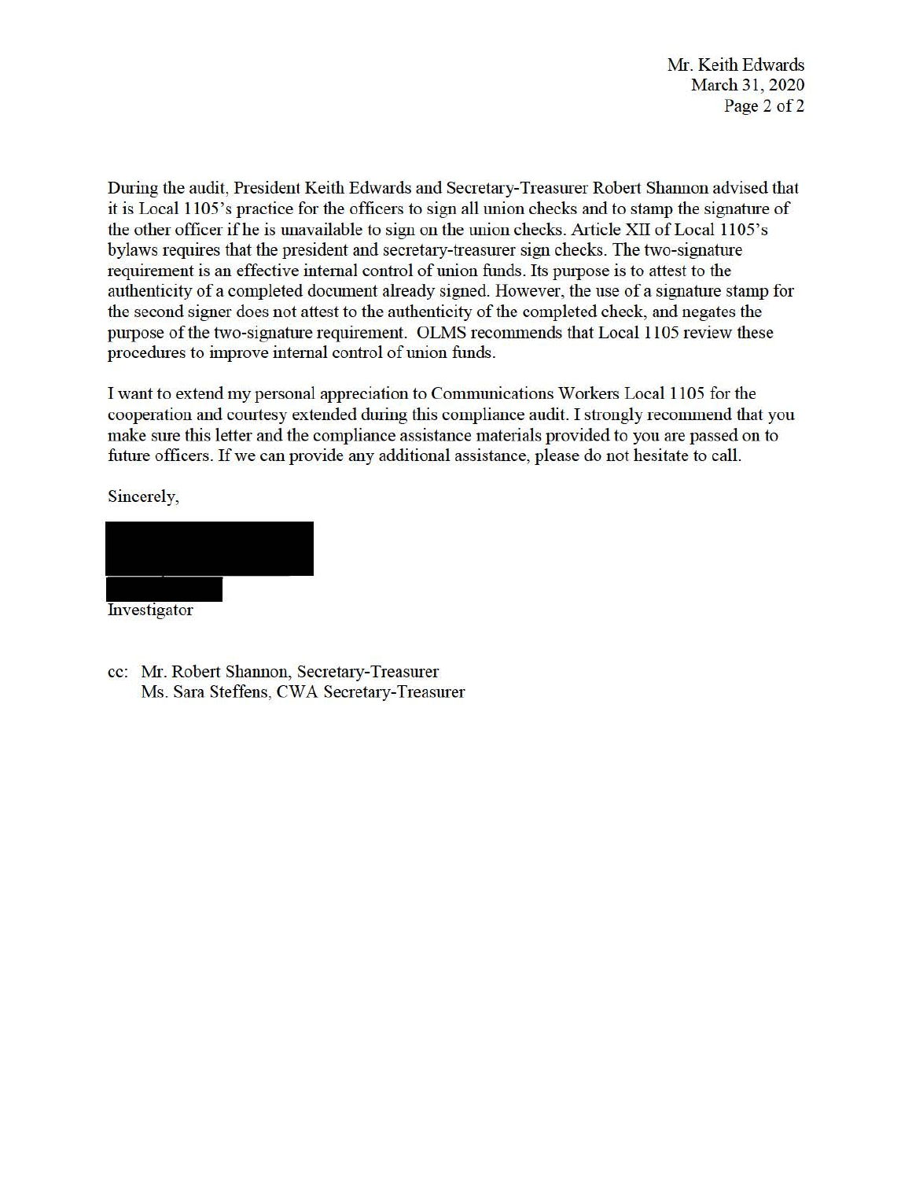During the audit, President Keith Edwards and Secretary-Treasurer Robert Shannon advised that it is Local 1105's practice for the officers to sign all union checks and to stamp the signature of the other officer if he is unavailable to sign on the union checks. Article XII of Local 1105's bylaws requires that the president and secretary-treasurer sign checks. The two-signature requirement is an effective internal control of union funds. Its purpose is to attest to the authenticity of a completed document already signed. However, the use of a signature stamp for the second signer does not attest to the authenticity of the completed check, and negates the purpose of the two-signature requirement. OLMS recommends that Local 1105 review these procedures to improve internal control of union funds.

I want to extend my personal appreciation to Communications Workers Local 1105 for the cooperation and courtesy extended during this compliance audit. I strongly recommend that you make sure this letter and the compliance assistance materials provided to you are passed on to future officers. If we can provide any additional assistance, please do not hesitate to call.

Sincerely,

Investigator

cc: Mr. Robert Shannon, Secretary-Treasurer
Ms. Sara Steffens, CWA Secretary-Treasurer